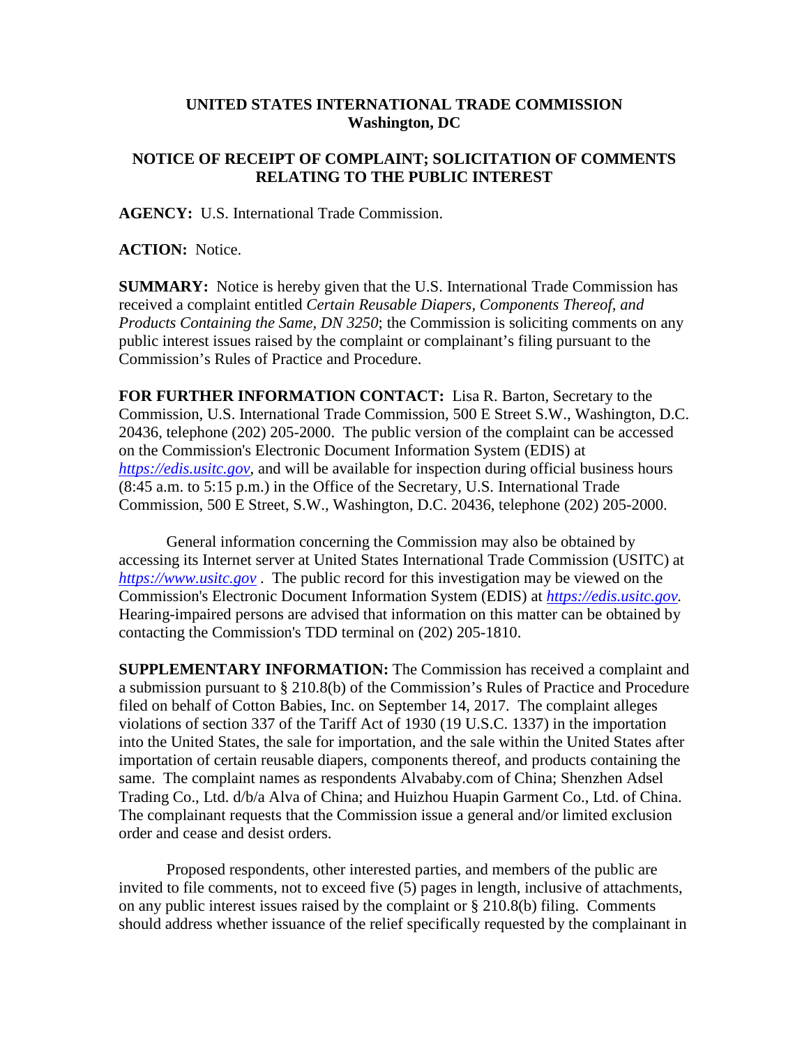# UNITED STATES INTERNATIONAL TRADE COMMISSION
## Washington, DC

## NOTICE OF RECEIPT OF COMPLAINT; SOLICITATION OF COMMENTS RELATING TO THE PUBLIC INTEREST

**AGENCY:** U.S. International Trade Commission.

**ACTION:** Notice.

**SUMMARY:** Notice is hereby given that the U.S. International Trade Commission has received a complaint entitled *Certain Reusable Diapers, Components Thereof, and Products Containing the Same, DN 3250*; the Commission is soliciting comments on any public interest issues raised by the complaint or complainant's filing pursuant to the Commission's Rules of Practice and Procedure.

**FOR FURTHER INFORMATION CONTACT:** Lisa R. Barton, Secretary to the Commission, U.S. International Trade Commission, 500 E Street S.W., Washington, D.C. 20436, telephone (202) 205-2000. The public version of the complaint can be accessed on the Commission's Electronic Document Information System (EDIS) at *https://edis.usitc.gov*, and will be available for inspection during official business hours (8:45 a.m. to 5:15 p.m.) in the Office of the Secretary, U.S. International Trade Commission, 500 E Street, S.W., Washington, D.C. 20436, telephone (202) 205-2000.

General information concerning the Commission may also be obtained by accessing its Internet server at United States International Trade Commission (USITC) at *https://www.usitc.gov* . The public record for this investigation may be viewed on the Commission's Electronic Document Information System (EDIS) at *https://edis.usitc.gov.* Hearing-impaired persons are advised that information on this matter can be obtained by contacting the Commission's TDD terminal on (202) 205-1810.

**SUPPLEMENTARY INFORMATION:** The Commission has received a complaint and a submission pursuant to § 210.8(b) of the Commission's Rules of Practice and Procedure filed on behalf of Cotton Babies, Inc. on September 14, 2017. The complaint alleges violations of section 337 of the Tariff Act of 1930 (19 U.S.C. 1337) in the importation into the United States, the sale for importation, and the sale within the United States after importation of certain reusable diapers, components thereof, and products containing the same. The complaint names as respondents Alvababy.com of China; Shenzhen Adsel Trading Co., Ltd. d/b/a Alva of China; and Huizhou Huapin Garment Co., Ltd. of China. The complainant requests that the Commission issue a general and/or limited exclusion order and cease and desist orders.

Proposed respondents, other interested parties, and members of the public are invited to file comments, not to exceed five (5) pages in length, inclusive of attachments, on any public interest issues raised by the complaint or § 210.8(b) filing. Comments should address whether issuance of the relief specifically requested by the complainant in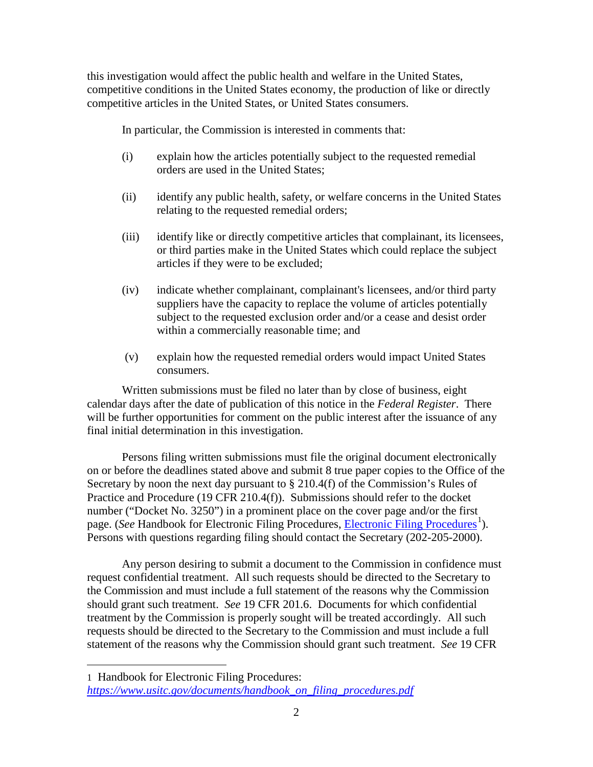this investigation would affect the public health and welfare in the United States, competitive conditions in the United States economy, the production of like or directly competitive articles in the United States, or United States consumers.

In particular, the Commission is interested in comments that:

(i) explain how the articles potentially subject to the requested remedial orders are used in the United States;

(ii) identify any public health, safety, or welfare concerns in the United States relating to the requested remedial orders;

(iii) identify like or directly competitive articles that complainant, its licensees, or third parties make in the United States which could replace the subject articles if they were to be excluded;

(iv) indicate whether complainant, complainant's licensees, and/or third party suppliers have the capacity to replace the volume of articles potentially subject to the requested exclusion order and/or a cease and desist order within a commercially reasonable time; and

(v) explain how the requested remedial orders would impact United States consumers.

Written submissions must be filed no later than by close of business, eight calendar days after the date of publication of this notice in the *Federal Register*. There will be further opportunities for comment on the public interest after the issuance of any final initial determination in this investigation.

Persons filing written submissions must file the original document electronically on or before the deadlines stated above and submit 8 true paper copies to the Office of the Secretary by noon the next day pursuant to § 210.4(f) of the Commission's Rules of Practice and Procedure (19 CFR 210.4(f)). Submissions should refer to the docket number ("Docket No. 3250") in a prominent place on the cover page and/or the first page. (*See* Handbook for Electronic Filing Procedures, [Electronic Filing Procedures](https://www.usitc.gov/documents/handbook_on_filing_procedures.pdf)[1]). Persons with questions regarding filing should contact the Secretary (202-205-2000).

Any person desiring to submit a document to the Commission in confidence must request confidential treatment. All such requests should be directed to the Secretary to the Commission and must include a full statement of the reasons why the Commission should grant such treatment. *See* 19 CFR 201.6. Documents for which confidential treatment by the Commission is properly sought will be treated accordingly. All such requests should be directed to the Secretary to the Commission and must include a full statement of the reasons why the Commission should grant such treatment. *See* 19 CFR

---

1 Handbook for Electronic Filing Procedures: *https://www.usitc.gov/documents/handbook_on_filing_procedures.pdf*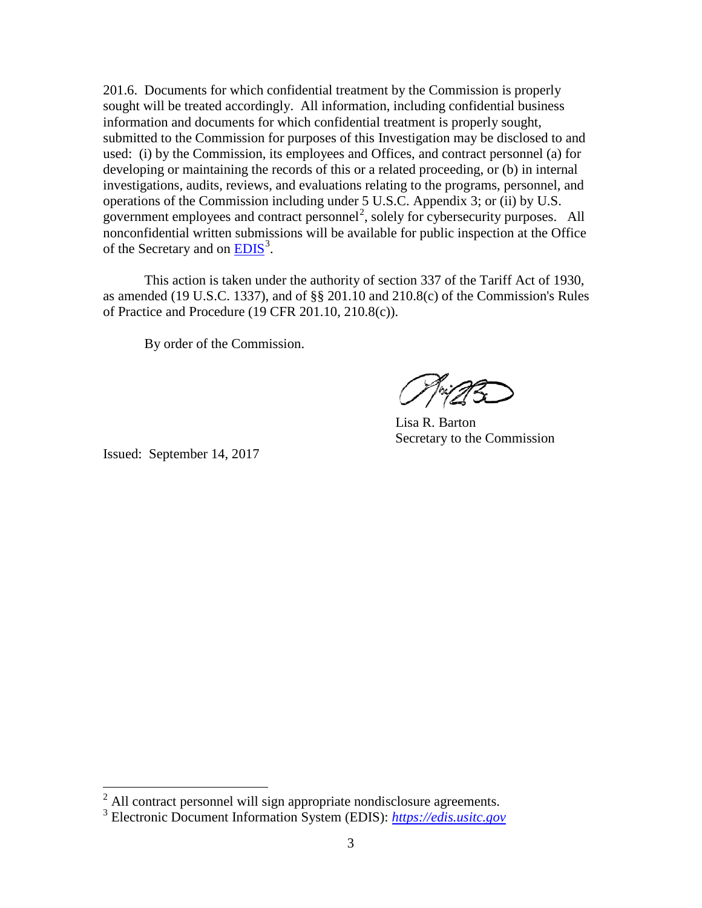201.6. Documents for which confidential treatment by the Commission is properly sought will be treated accordingly. All information, including confidential business information and documents for which confidential treatment is properly sought, submitted to the Commission for purposes of this Investigation may be disclosed to and used: (i) by the Commission, its employees and Offices, and contract personnel (a) for developing or maintaining the records of this or a related proceeding, or (b) in internal investigations, audits, reviews, and evaluations relating to the programs, personnel, and operations of the Commission including under 5 U.S.C. Appendix 3; or (ii) by U.S. government employees and contract personnel[2], solely for cybersecurity purposes. All nonconfidential written submissions will be available for public inspection at the Office of the Secretary and on EDIS[3].

This action is taken under the authority of section 337 of the Tariff Act of 1930, as amended (19 U.S.C. 1337), and of §§ 201.10 and 210.8(c) of the Commission's Rules of Practice and Procedure (19 CFR 201.10, 210.8(c)).

By order of the Commission.

Lisa R. Barton
Secretary to the Commission

Issued: September 14, 2017

---

[2] All contract personnel will sign appropriate nondisclosure agreements.

[3] Electronic Document Information System (EDIS): *https://edis.usitc.gov*